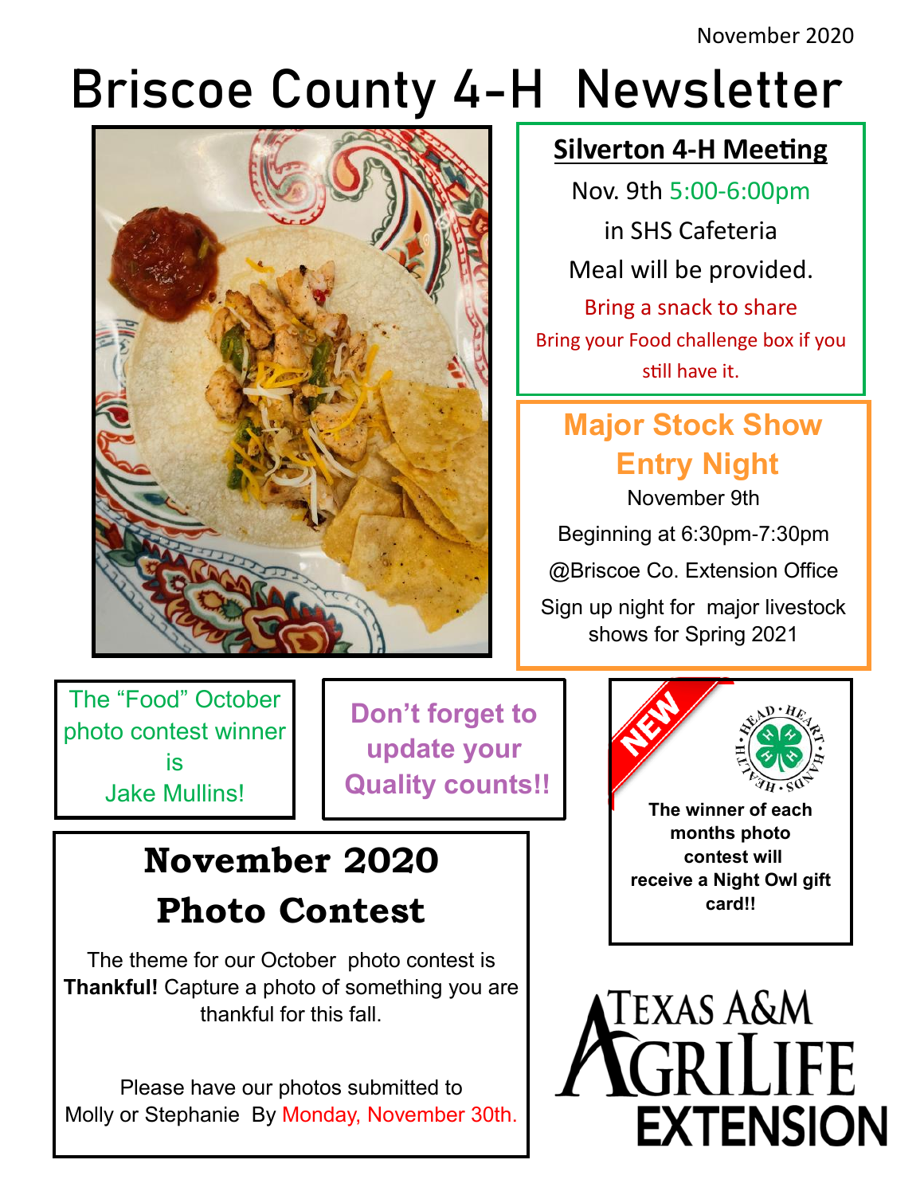November 2020

# Briscoe County 4-H Newsletter

## Silverton 4-H Meeting

Nov. 9th 5:00-6:00pm

in SHS Cafeteria

Meal will be provided.

Bring a snack to share

Bring your Food challenge box if you still have it.

## Major Stock Show Entry Night

November 9th

Beginning at 6:30pm-7:30pm

@Briscoe Co. Extension Office

Sign up night for major livestock shows for Spring 2021

The "Food" October photo contest winner is Jake Mullins!

**Don't forget to update your Quality counts!!**

NEW

HEAD • HEART • HANDS • HEALTH

**The winner of each months photo contest will receive a Night Owl gift card!!**

## November 2020 Photo Contest

The theme for our October photo contest is **Thankful!** Capture a photo of something you are thankful for this fall.

Please have our photos submitted to Molly or Stephanie By Monday, November 30th.

TEXAS A&M AGRILIFE EXTENSION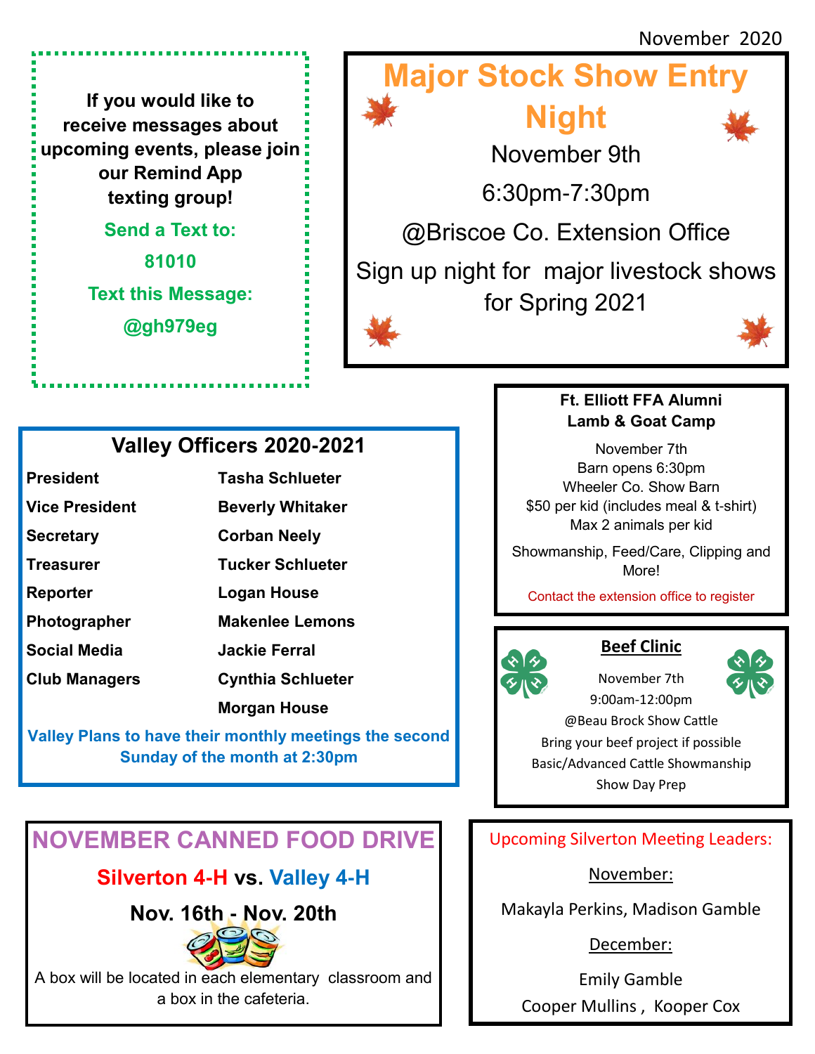November 2020

If you would like to receive messages about upcoming events, please join our Remind App texting group!

**Send a Text to:**

**81010**

**Text this Message:**

**@gh979eg**

# Major Stock Show Entry Night

November 9th

6:30pm-7:30pm

@Briscoe Co. Extension Office

Sign up night for major livestock shows for Spring 2021

## Valley Officers 2020-2021

| | |
|---|---|
| **President** | **Tasha Schlueter** |
| **Vice President** | **Beverly Whitaker** |
| **Secretary** | **Corban Neely** |
| **Treasurer** | **Tucker Schlueter** |
| **Reporter** | **Logan House** |
| **Photographer** | **Makenlee Lemons** |
| **Social Media** | **Jackie Ferral** |
| **Club Managers** | **Cynthia Schlueter** |
| | **Morgan House** |

**Valley Plans to have their monthly meetings the second Sunday of the month at 2:30pm**

### Ft. Elliott FFA Alumni Lamb & Goat Camp

November 7th
Barn opens 6:30pm
Wheeler Co. Show Barn
$50 per kid (includes meal & t-shirt)
Max 2 animals per kid

Showmanship, Feed/Care, Clipping and More!

Contact the extension office to register

### Beef Clinic

November 7th
9:00am-12:00pm
@Beau Brock Show Cattle
Bring your beef project if possible
Basic/Advanced Cattle Showmanship
Show Day Prep

## NOVEMBER CANNED FOOD DRIVE

**Silverton 4-H vs. Valley 4-H**

**Nov. 16th - Nov. 20th**

A box will be located in each elementary classroom and a box in the cafeteria.

### Upcoming Silverton Meeting Leaders:

November:

Makayla Perkins, Madison Gamble

December:

Emily Gamble

Cooper Mullins , Kooper Cox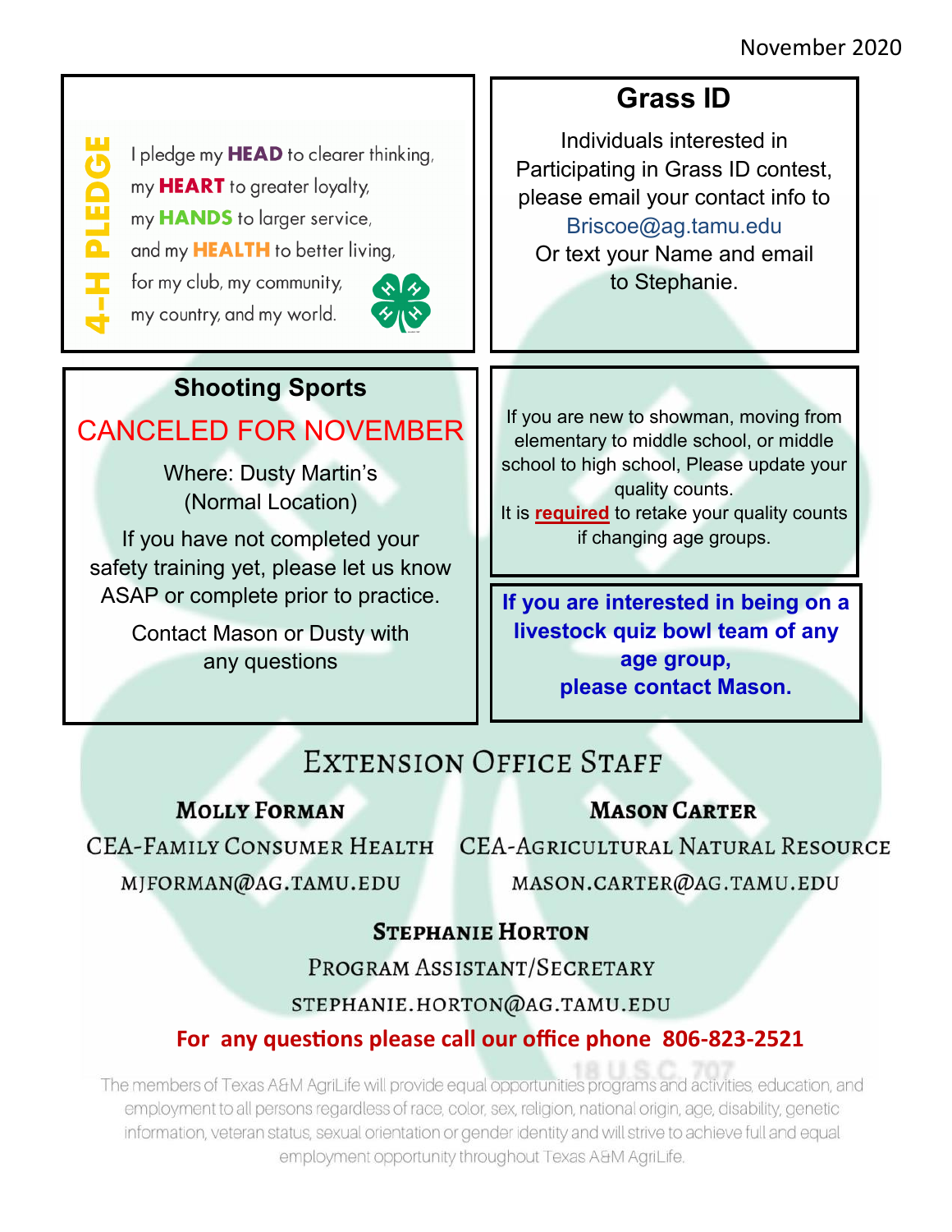November 2020

**4-H PLEDGE**

I pledge my **HEAD** to clearer thinking,
my **HEART** to greater loyalty,
my **HANDS** to larger service,
and my **HEALTH** to better living,
for my club, my community,
my country, and my world.

## Grass ID

Individuals interested in Participating in Grass ID contest, please email your contact info to Briscoe@ag.tamu.edu
Or text your Name and email to Stephanie.

## Shooting Sports

**CANCELED FOR NOVEMBER**

Where: Dusty Martin's
(Normal Location)

If you have not completed your safety training yet, please let us know ASAP or complete prior to practice.

Contact Mason or Dusty with any questions

If you are new to showman, moving from elementary to middle school, or middle school to high school, Please update your quality counts.
It is **required** to retake your quality counts if changing age groups.

**If you are interested in being on a livestock quiz bowl team of any age group, please contact Mason.**

## Extension Office Staff

**Molly Forman**
CEA-Family Consumer Health
mjforman@ag.tamu.edu

**Mason Carter**
CEA-Agricultural Natural Resource
mason.carter@ag.tamu.edu

**Stephanie Horton**
Program Assistant/Secretary
stephanie.horton@ag.tamu.edu

**For any questions please call our office phone 806-823-2521**

The members of Texas A&M AgriLife will provide equal opportunities programs and activities, education, and employment to all persons regardless of race, color, sex, religion, national origin, age, disability, genetic information, veteran status, sexual orientation or gender identity and will strive to achieve full and equal employment opportunity throughout Texas A&M AgriLife.